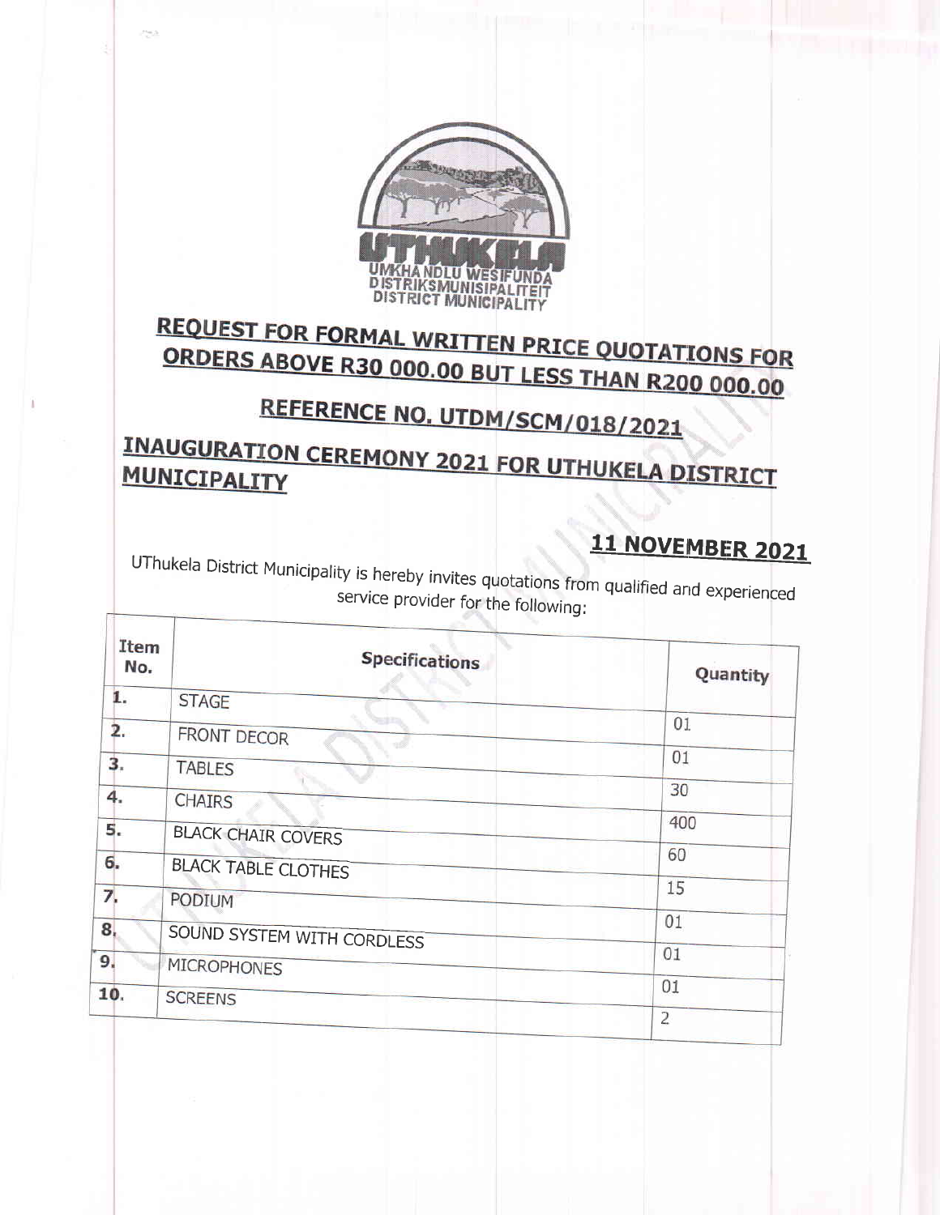UMKHANDLU WESIFUNDA
DISTRIKSMUNISIPALITEIT
DISTRICT MUNICIPALITY

# REQUEST FOR FORMAL WRITTEN PRICE QUOTATIONS FOR ORDERS ABOVE R30 000.00 BUT LESS THAN R200 000.00

## REFERENCE NO. UTDM/SCM/018/2021

## INAUGURATION CEREMONY 2021 FOR UTHUKELA DISTRICT MUNICIPALITY

**11 NOVEMBER 2021**

UThukela District Municipality is hereby invites quotations from qualified and experienced service provider for the following:

| Item No. | Specifications | Quantity |
| --- | --- | --- |
| 1. | STAGE | 01 |
| 2. | FRONT DECOR | 01 |
| 3. | TABLES | 30 |
| 4. | CHAIRS | 400 |
| 5. | BLACK CHAIR COVERS | 60 |
| 6. | BLACK TABLE CLOTHES | 15 |
| 7. | PODIUM | 01 |
| 8. | SOUND SYSTEM WITH CORDLESS | 01 |
| 9. | MICROPHONES | 01 |
| 10. | SCREENS | 2 |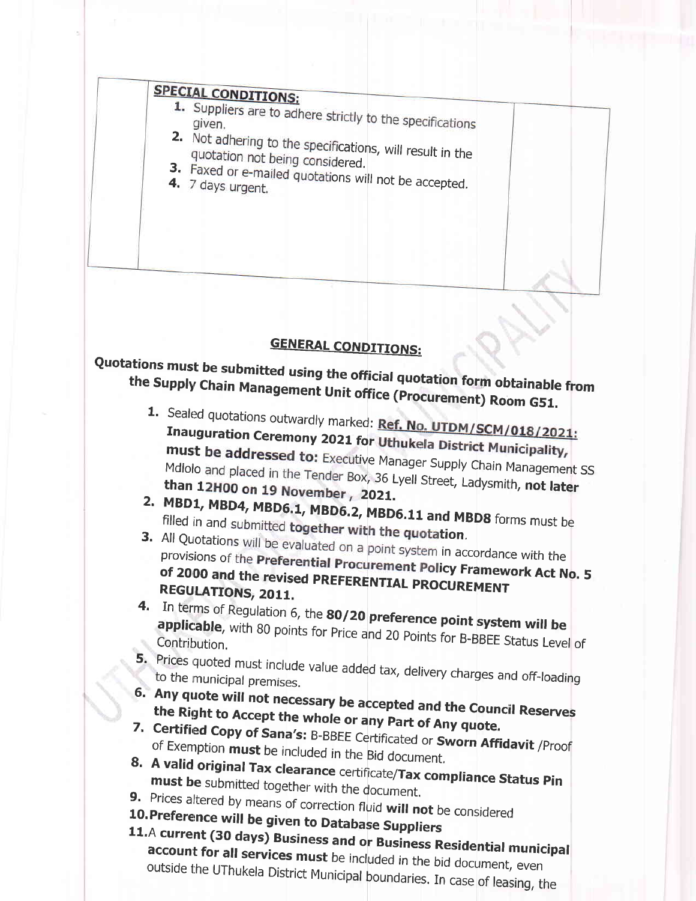| | **SPECIAL CONDITIONS:**<br>1. Suppliers are to adhere strictly to the specifications given.<br>2. Not adhering to the specifications, will result in the quotation not being considered.<br>3. Faxed or e-mailed quotations will not be accepted.<br>4. 7 days urgent. | |
|---|---|---|

## GENERAL CONDITIONS:

**Quotations must be submitted using the official quotation form obtainable from the Supply Chain Management Unit office (Procurement) Room G51.**

1. Sealed quotations outwardly marked: **Ref. No. UTDM/SCM/018/2021: Inauguration Ceremony 2021 for Uthukela District Municipality, must be addressed to:** Executive Manager Supply Chain Management SS Mdlolo and placed in the Tender Box, 36 Lyell Street, Ladysmith, **not later than 12H00 on 19 November , 2021.**
2. **MBD1, MBD4, MBD6.1, MBD6.2, MBD6.11 and MBD8** forms must be filled in and submitted **together with the quotation**.
3. All Quotations will be evaluated on a point system in accordance with the provisions of the **Preferential Procurement Policy Framework Act No. 5 of 2000 and the revised PREFERENTIAL PROCUREMENT REGULATIONS, 2011.**
4. In terms of Regulation 6, the **80/20 preference point system will be applicable**, with 80 points for Price and 20 Points for B-BBEE Status Level of Contribution.
5. Prices quoted must include value added tax, delivery charges and off-loading to the municipal premises.
6. **Any quote will not necessary be accepted and the Council Reserves the Right to Accept the whole or any Part of Any quote.**
7. **Certified Copy of Sana's:** B-BBEE Certificated or **Sworn Affidavit** /Proof of Exemption **must** be included in the Bid document.
8. **A valid original Tax clearance** certificate/**Tax compliance Status Pin must be** submitted together with the document.
9. Prices altered by means of correction fluid **will not** be considered
10. **Preference will be given to Database Suppliers**
11. A **current (30 days) Business and or Business Residential municipal account for all services must** be included in the bid document, even outside the UThukela District Municipal boundaries. In case of leasing, the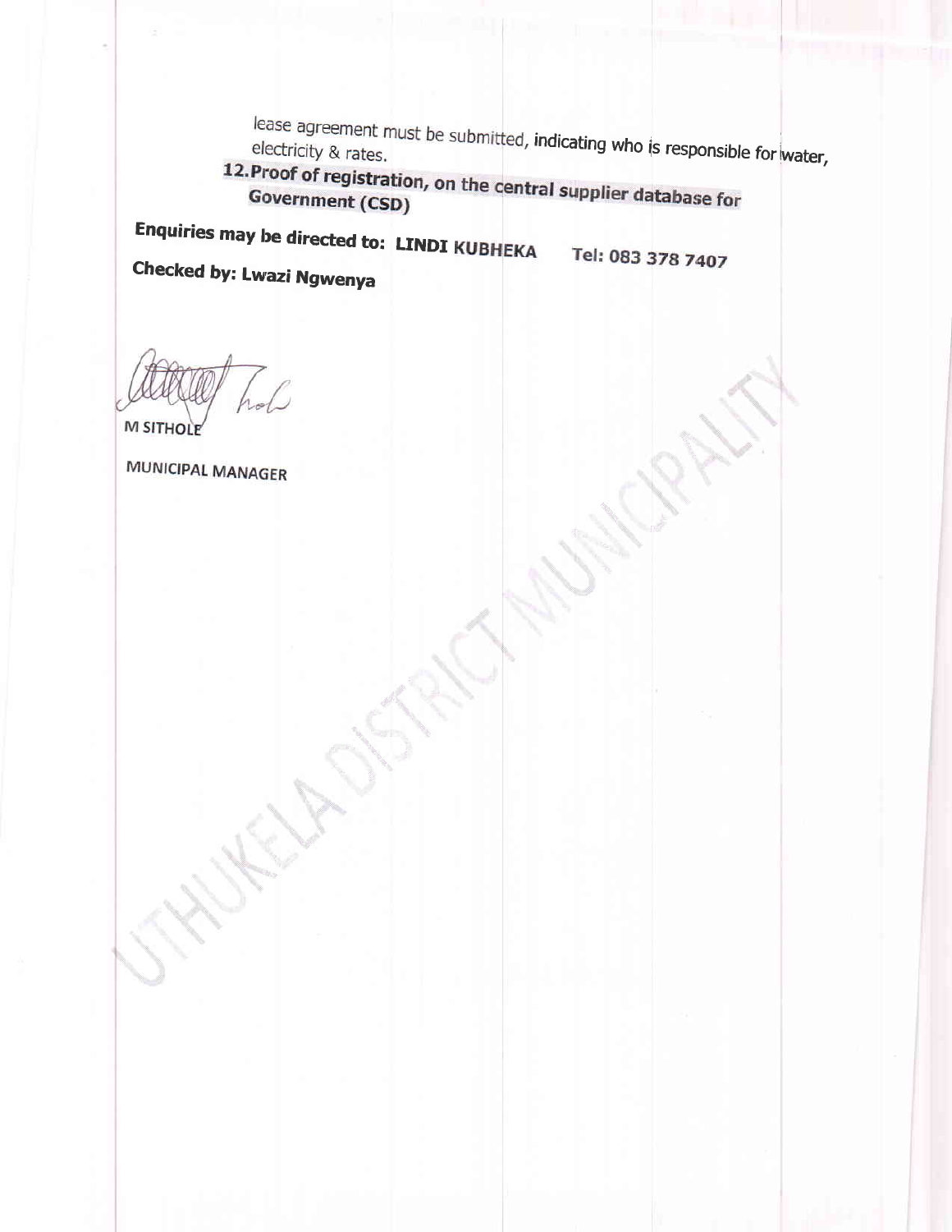lease agreement must be submitted, indicating who is responsible for water, electricity & rates.

12. **Proof of registration, on the central supplier database for Government (CSD)**

**Enquiries may be directed to: LINDI KUBHEKA Tel: 083 378 7407**

**Checked by: Lwazi Ngwenya**

M SITHOLE

MUNICIPAL MANAGER